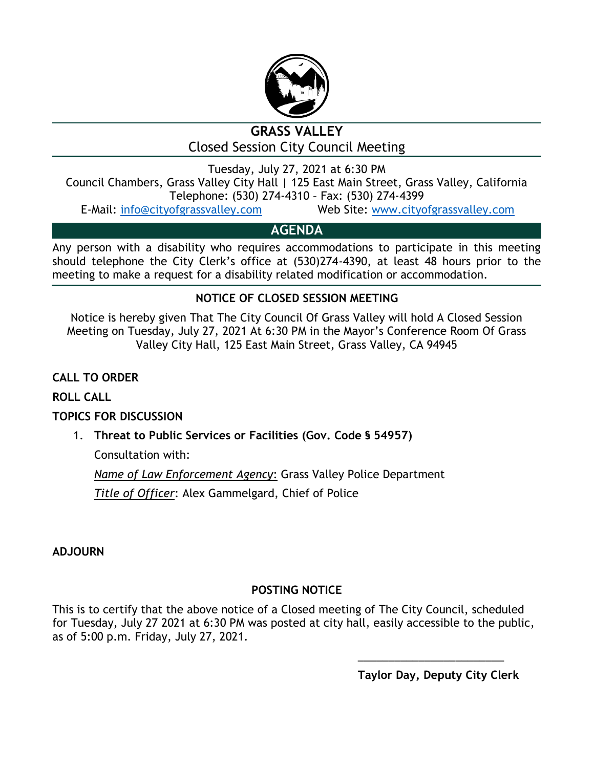# GRASS VALLEY

Closed Session City Council Meeting

Tuesday, July 27, 2021 at 6:30 PM

Council Chambers, Grass Valley City Hall | 125 East Main Street, Grass Valley, California

Telephone: (530) 274-4310 – Fax: (530) 274-4399

E-Mail: info@cityofgrassvalley.com Web Site: www.cityofgrassvalley.com

## AGENDA

Any person with a disability who requires accommodations to participate in this meeting should telephone the City Clerk's office at (530)274-4390, at least 48 hours prior to the meeting to make a request for a disability related modification or accommodation.

### NOTICE OF CLOSED SESSION MEETING

Notice is hereby given That The City Council Of Grass Valley will hold A Closed Session Meeting on Tuesday, July 27, 2021 At 6:30 PM in the Mayor's Conference Room Of Grass Valley City Hall, 125 East Main Street, Grass Valley, CA 94945

**CALL TO ORDER**

**ROLL CALL**

**TOPICS FOR DISCUSSION**

1. **Threat to Public Services or Facilities (Gov. Code § 54957)**

   Consultation with:

   *Name of Law Enforcement Agency*: Grass Valley Police Department

   *Title of Officer*: Alex Gammelgard, Chief of Police

**ADJOURN**

### POSTING NOTICE

This is to certify that the above notice of a Closed meeting of The City Council, scheduled for Tuesday, July 27 2021 at 6:30 PM was posted at city hall, easily accessible to the public, as of 5:00 p.m. Friday, July 27, 2021.

_________________________

**Taylor Day, Deputy City Clerk**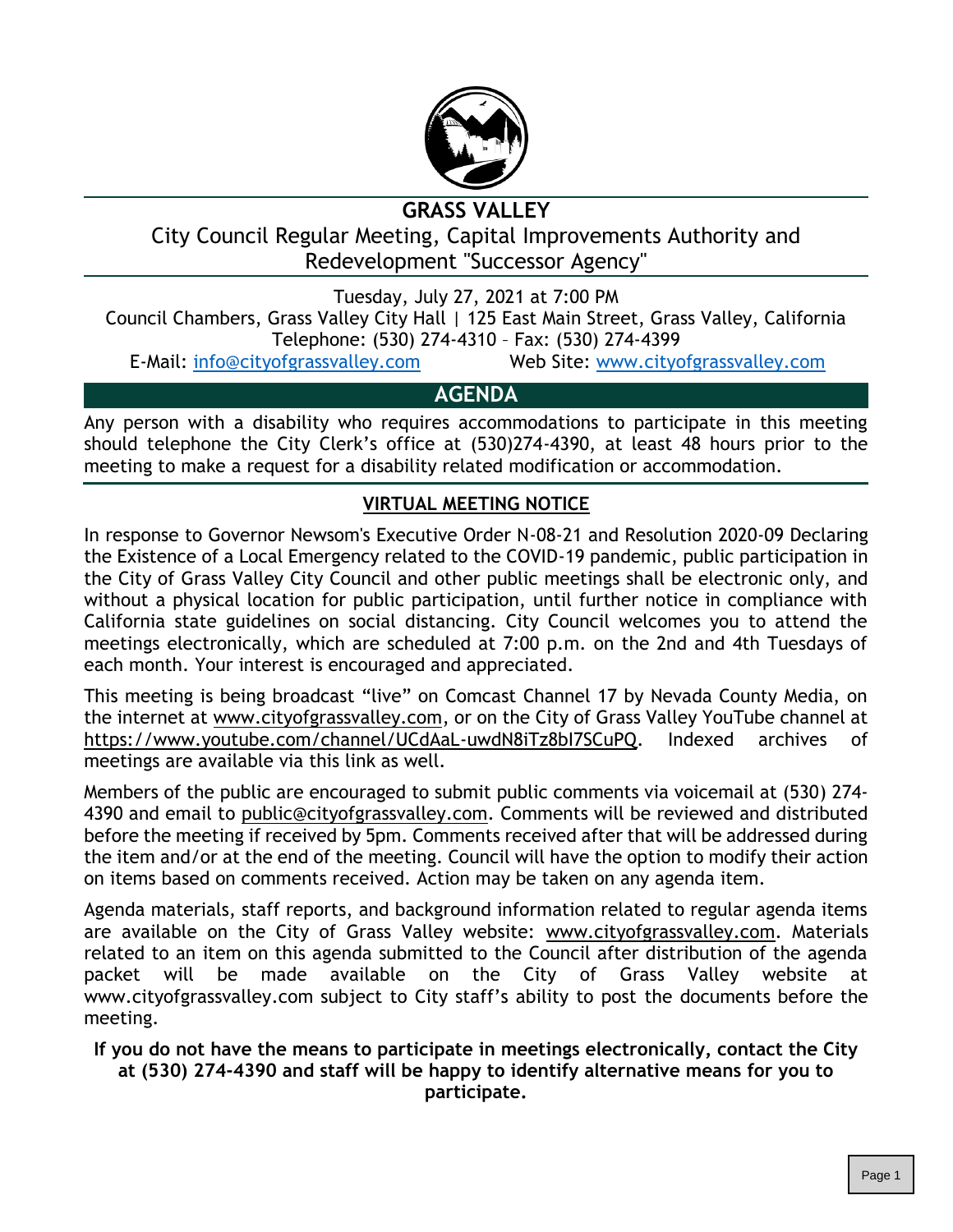# GRASS VALLEY

## City Council Regular Meeting, Capital Improvements Authority and Redevelopment "Successor Agency"

Tuesday, July 27, 2021 at 7:00 PM
Council Chambers, Grass Valley City Hall | 125 East Main Street, Grass Valley, California
Telephone: (530) 274-4310 – Fax: (530) 274-4399
E-Mail: info@cityofgrassvalley.com Web Site: www.cityofgrassvalley.com

## AGENDA

Any person with a disability who requires accommodations to participate in this meeting should telephone the City Clerk's office at (530)274-4390, at least 48 hours prior to the meeting to make a request for a disability related modification or accommodation.

### VIRTUAL MEETING NOTICE

In response to Governor Newsom's Executive Order N-08-21 and Resolution 2020-09 Declaring the Existence of a Local Emergency related to the COVID-19 pandemic, public participation in the City of Grass Valley City Council and other public meetings shall be electronic only, and without a physical location for public participation, until further notice in compliance with California state guidelines on social distancing. City Council welcomes you to attend the meetings electronically, which are scheduled at 7:00 p.m. on the 2nd and 4th Tuesdays of each month. Your interest is encouraged and appreciated.

This meeting is being broadcast "live" on Comcast Channel 17 by Nevada County Media, on the internet at www.cityofgrassvalley.com, or on the City of Grass Valley YouTube channel at https://www.youtube.com/channel/UCdAaL-uwdN8iTz8bI7SCuPQ. Indexed archives of meetings are available via this link as well.

Members of the public are encouraged to submit public comments via voicemail at (530) 274-4390 and email to public@cityofgrassvalley.com. Comments will be reviewed and distributed before the meeting if received by 5pm. Comments received after that will be addressed during the item and/or at the end of the meeting. Council will have the option to modify their action on items based on comments received. Action may be taken on any agenda item.

Agenda materials, staff reports, and background information related to regular agenda items are available on the City of Grass Valley website: www.cityofgrassvalley.com. Materials related to an item on this agenda submitted to the Council after distribution of the agenda packet will be made available on the City of Grass Valley website at www.cityofgrassvalley.com subject to City staff's ability to post the documents before the meeting.

**If you do not have the means to participate in meetings electronically, contact the City at (530) 274-4390 and staff will be happy to identify alternative means for you to participate.**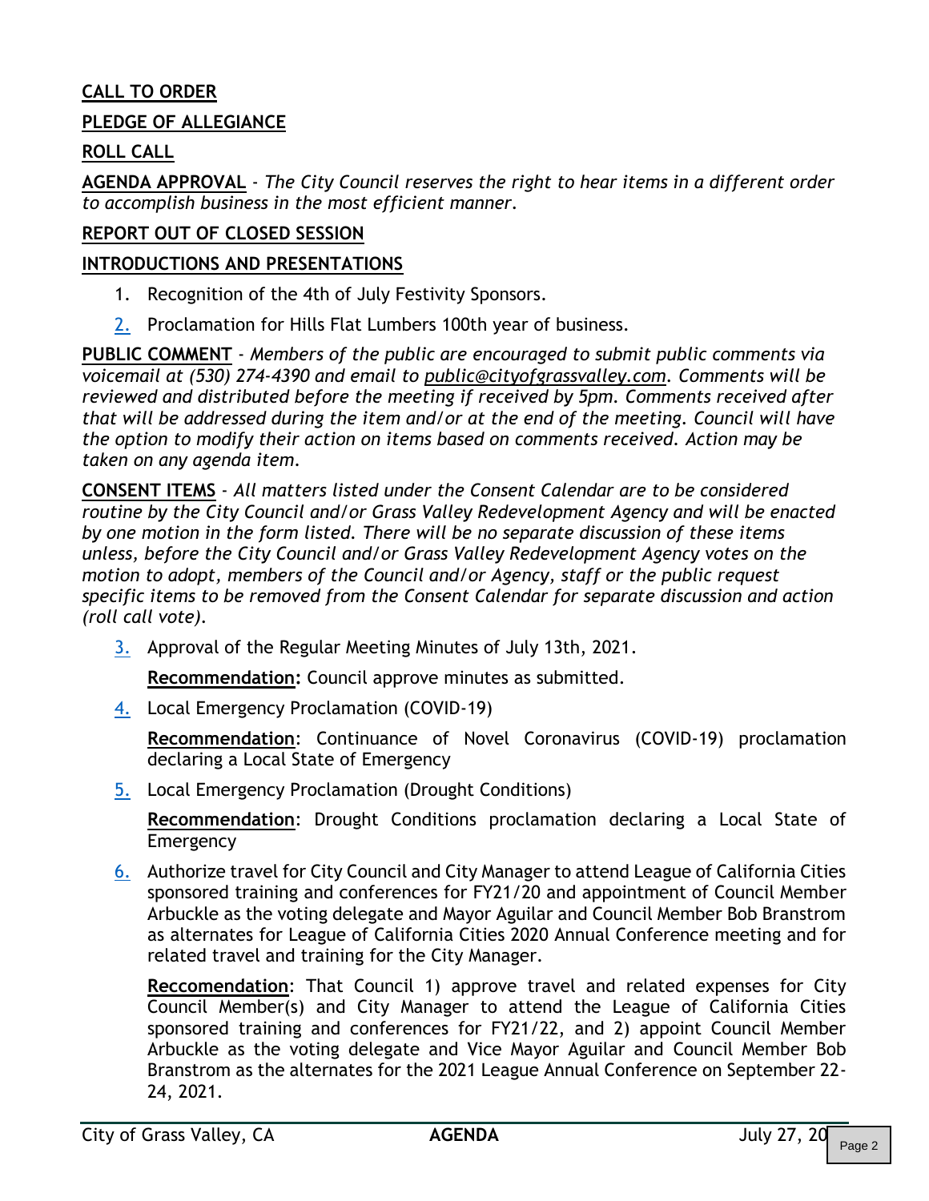**CALL TO ORDER**

**PLEDGE OF ALLEGIANCE**

**ROLL CALL**

**AGENDA APPROVAL** - *The City Council reserves the right to hear items in a different order to accomplish business in the most efficient manner.*

**REPORT OUT OF CLOSED SESSION**

**INTRODUCTIONS AND PRESENTATIONS**

1. Recognition of the 4th of July Festivity Sponsors.
2. Proclamation for Hills Flat Lumbers 100th year of business.

**PUBLIC COMMENT** - *Members of the public are encouraged to submit public comments via voicemail at (530) 274-4390 and email to public@cityofgrassvalley.com. Comments will be reviewed and distributed before the meeting if received by 5pm. Comments received after that will be addressed during the item and/or at the end of the meeting. Council will have the option to modify their action on items based on comments received. Action may be taken on any agenda item.*

**CONSENT ITEMS** - *All matters listed under the Consent Calendar are to be considered routine by the City Council and/or Grass Valley Redevelopment Agency and will be enacted by one motion in the form listed. There will be no separate discussion of these items unless, before the City Council and/or Grass Valley Redevelopment Agency votes on the motion to adopt, members of the Council and/or Agency, staff or the public request specific items to be removed from the Consent Calendar for separate discussion and action (roll call vote).*

3. Approval of the Regular Meeting Minutes of July 13th, 2021.

   **Recommendation:** Council approve minutes as submitted.

4. Local Emergency Proclamation (COVID-19)

   **Recommendation**: Continuance of Novel Coronavirus (COVID-19) proclamation declaring a Local State of Emergency

5. Local Emergency Proclamation (Drought Conditions)

   **Recommendation**: Drought Conditions proclamation declaring a Local State of Emergency

6. Authorize travel for City Council and City Manager to attend League of California Cities sponsored training and conferences for FY21/20 and appointment of Council Member Arbuckle as the voting delegate and Mayor Aguilar and Council Member Bob Branstrom as alternates for League of California Cities 2020 Annual Conference meeting and for related travel and training for the City Manager.

   **Reccomendation**: That Council 1) approve travel and related expenses for City Council Member(s) and City Manager to attend the League of California Cities sponsored training and conferences for FY21/22, and 2) appoint Council Member Arbuckle as the voting delegate and Vice Mayor Aguilar and Council Member Bob Branstrom as the alternates for the 2021 League Annual Conference on September 22-24, 2021.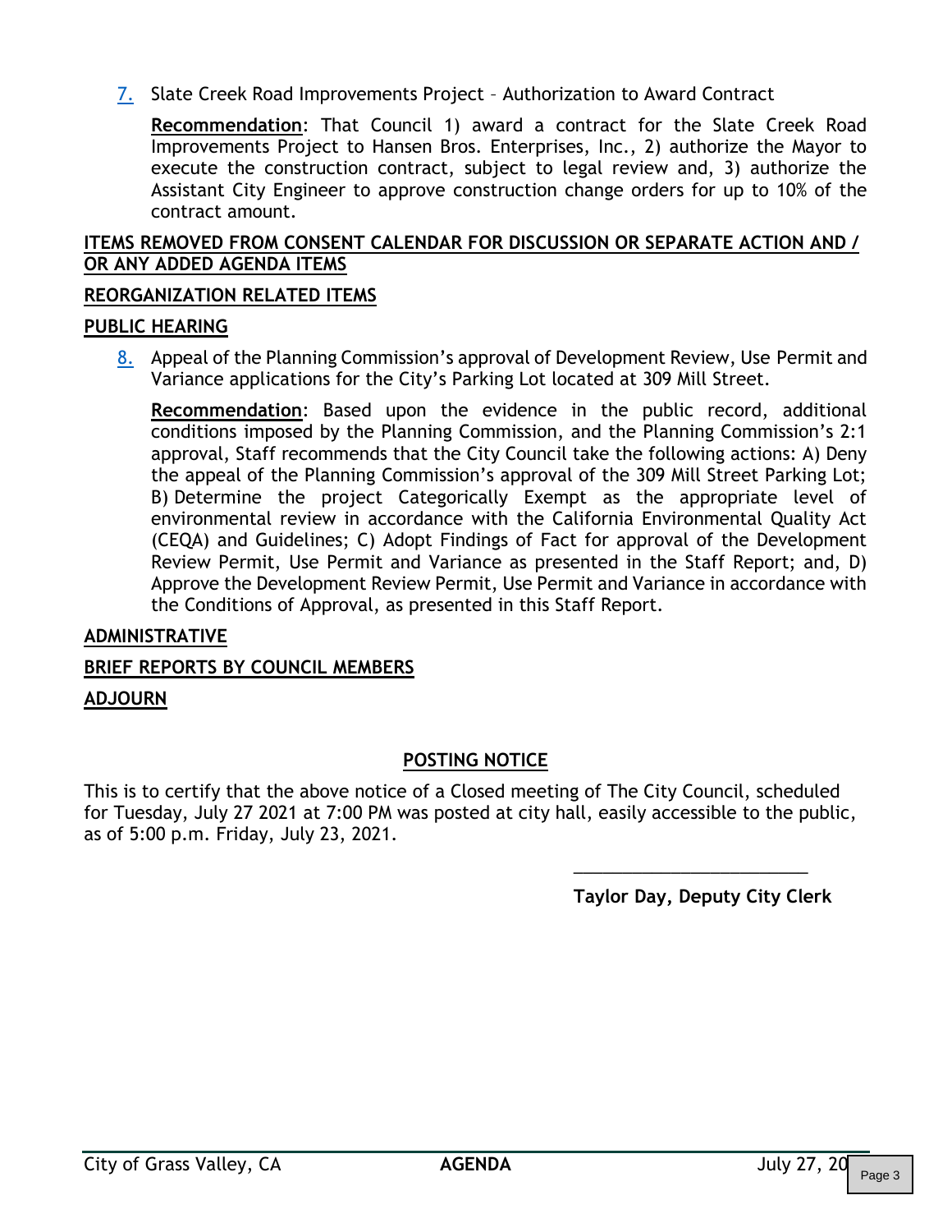7. Slate Creek Road Improvements Project – Authorization to Award Contract

   **Recommendation**: That Council 1) award a contract for the Slate Creek Road Improvements Project to Hansen Bros. Enterprises, Inc., 2) authorize the Mayor to execute the construction contract, subject to legal review and, 3) authorize the Assistant City Engineer to approve construction change orders for up to 10% of the contract amount.

**ITEMS REMOVED FROM CONSENT CALENDAR FOR DISCUSSION OR SEPARATE ACTION AND / OR ANY ADDED AGENDA ITEMS**

**REORGANIZATION RELATED ITEMS**

**PUBLIC HEARING**

8. Appeal of the Planning Commission's approval of Development Review, Use Permit and Variance applications for the City's Parking Lot located at 309 Mill Street.

   **Recommendation**: Based upon the evidence in the public record, additional conditions imposed by the Planning Commission, and the Planning Commission's 2:1 approval, Staff recommends that the City Council take the following actions: A) Deny the appeal of the Planning Commission's approval of the 309 Mill Street Parking Lot; B) Determine the project Categorically Exempt as the appropriate level of environmental review in accordance with the California Environmental Quality Act (CEQA) and Guidelines; C) Adopt Findings of Fact for approval of the Development Review Permit, Use Permit and Variance as presented in the Staff Report; and, D) Approve the Development Review Permit, Use Permit and Variance in accordance with the Conditions of Approval, as presented in this Staff Report.

**ADMINISTRATIVE**

**BRIEF REPORTS BY COUNCIL MEMBERS**

**ADJOURN**

**POSTING NOTICE**

This is to certify that the above notice of a Closed meeting of The City Council, scheduled for Tuesday, July 27 2021 at 7:00 PM was posted at city hall, easily accessible to the public, as of 5:00 p.m. Friday, July 23, 2021.

\_\_\_\_\_\_\_\_\_\_\_\_\_\_\_\_\_\_\_\_\_\_\_\_\_

**Taylor Day, Deputy City Clerk**